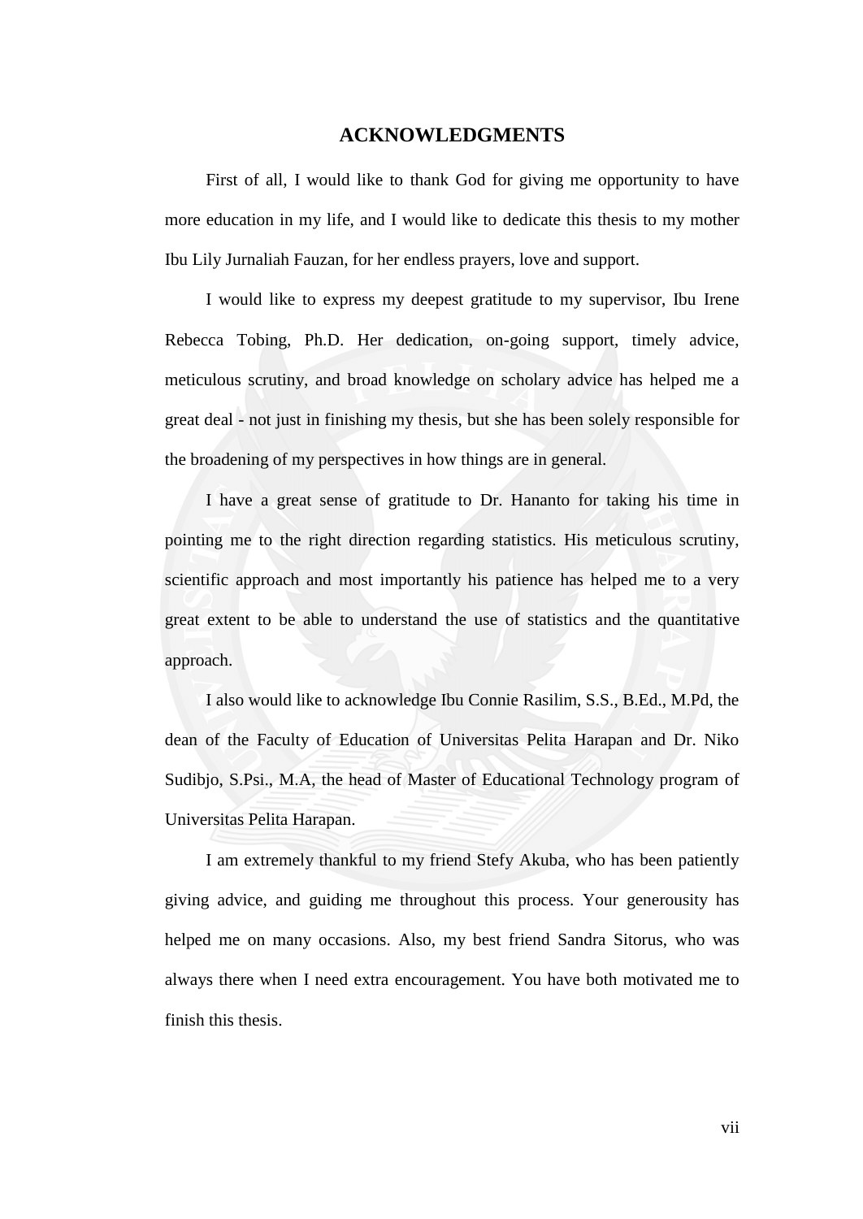# ACKNOWLEDGMENTS

First of all, I would like to thank God for giving me opportunity to have more education in my life, and I would like to dedicate this thesis to my mother Ibu Lily Jurnaliah Fauzan, for her endless prayers, love and support.

I would like to express my deepest gratitude to my supervisor, Ibu Irene Rebecca Tobing, Ph.D. Her dedication, on-going support, timely advice, meticulous scrutiny, and broad knowledge on scholary advice has helped me a great deal - not just in finishing my thesis, but she has been solely responsible for the broadening of my perspectives in how things are in general.

I have a great sense of gratitude to Dr. Hananto for taking his time in pointing me to the right direction regarding statistics. His meticulous scrutiny, scientific approach and most importantly his patience has helped me to a very great extent to be able to understand the use of statistics and the quantitative approach.

I also would like to acknowledge Ibu Connie Rasilim, S.S., B.Ed., M.Pd, the dean of the Faculty of Education of Universitas Pelita Harapan and Dr. Niko Sudibjo, S.Psi., M.A, the head of Master of Educational Technology program of Universitas Pelita Harapan.

I am extremely thankful to my friend Stefy Akuba, who has been patiently giving advice, and guiding me throughout this process. Your generousity has helped me on many occasions. Also, my best friend Sandra Sitorus, who was always there when I need extra encouragement. You have both motivated me to finish this thesis.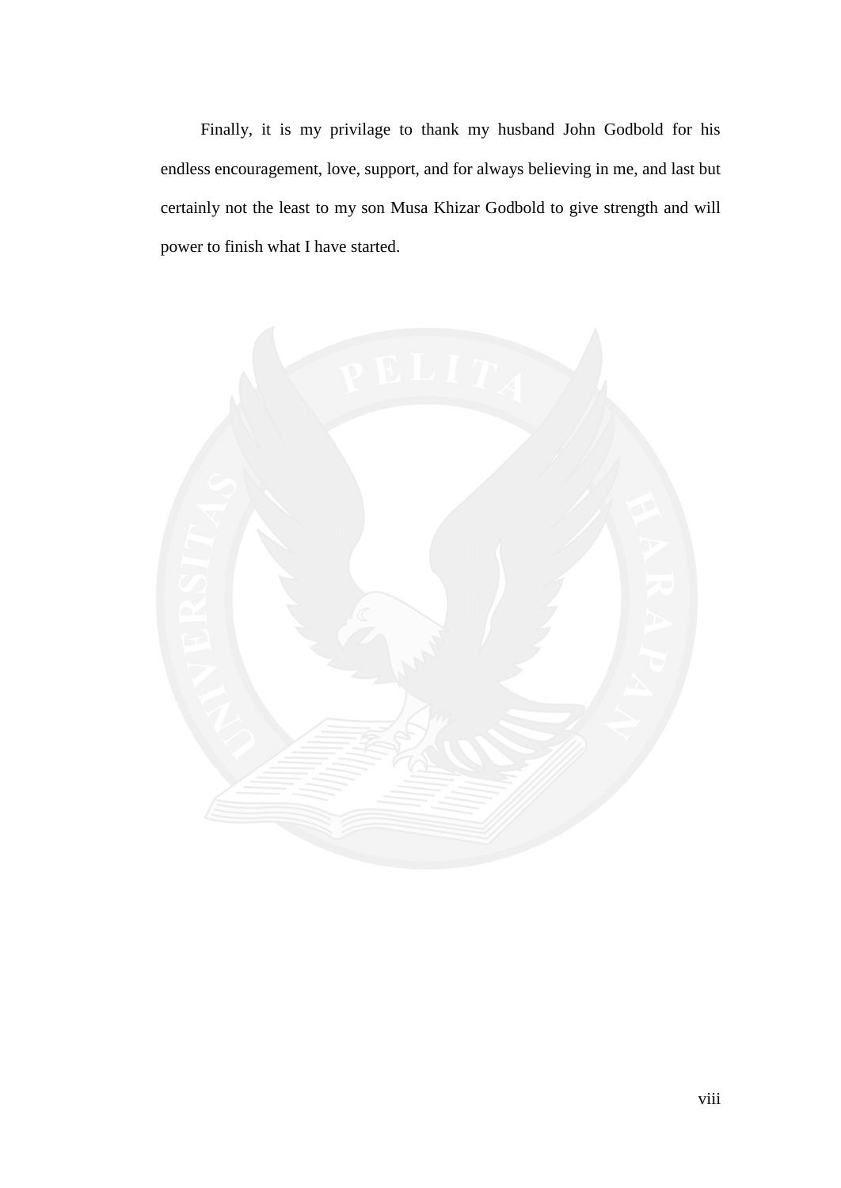Finally, it is my privilage to thank my husband John Godbold for his endless encouragement, love, support, and for always believing in me, and last but certainly not the least to my son Musa Khizar Godbold to give strength and will power to finish what I have started.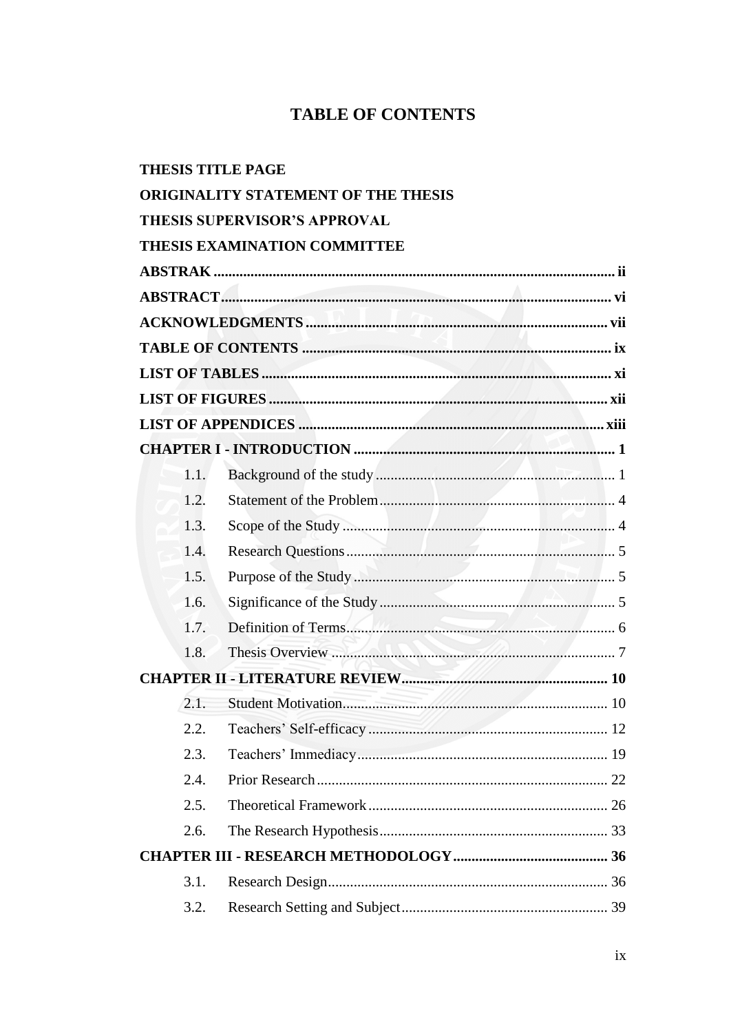# TABLE OF CONTENTS

**THESIS TITLE PAGE**

**ORIGINALITY STATEMENT OF THE THESIS**

**THESIS SUPERVISOR'S APPROVAL**

**THESIS EXAMINATION COMMITTEE**

**ABSTRAK** .......... ii

**ABSTRACT** .......... vi

**ACKNOWLEDGMENTS** .......... vii

**TABLE OF CONTENTS** .......... ix

**LIST OF TABLES** .......... xi

**LIST OF FIGURES** .......... xii

**LIST OF APPENDICES** .......... xiii

**CHAPTER I - INTRODUCTION** .......... 1

- 1.1. Background of the study .......... 1
- 1.2. Statement of the Problem .......... 4
- 1.3. Scope of the Study .......... 4
- 1.4. Research Questions .......... 5
- 1.5. Purpose of the Study .......... 5
- 1.6. Significance of the Study .......... 5
- 1.7. Definition of Terms .......... 6
- 1.8. Thesis Overview .......... 7

**CHAPTER II - LITERATURE REVIEW** .......... 10

- 2.1. Student Motivation .......... 10
- 2.2. Teachers' Self-efficacy .......... 12
- 2.3. Teachers' Immediacy .......... 19
- 2.4. Prior Research .......... 22
- 2.5. Theoretical Framework .......... 26
- 2.6. The Research Hypothesis .......... 33

**CHAPTER III - RESEARCH METHODOLOGY** .......... 36

- 3.1. Research Design .......... 36
- 3.2. Research Setting and Subject .......... 39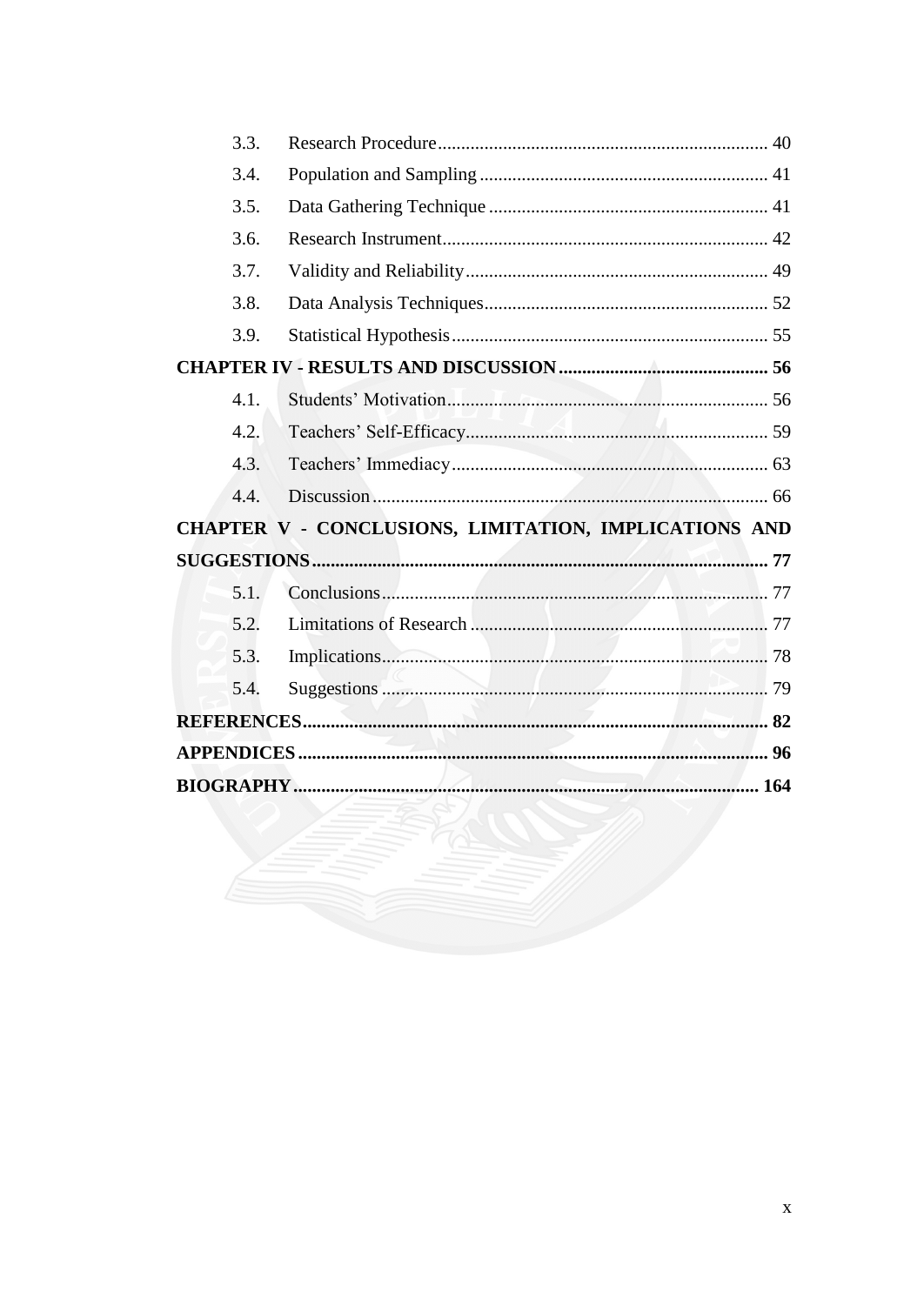3.3. Research Procedure ........................................................................ 40

3.4. Population and Sampling ............................................................. 41

3.5. Data Gathering Technique ........................................................... 41

3.6. Research Instrument ..................................................................... 42

3.7. Validity and Reliability ................................................................ 49

3.8. Data Analysis Techniques ............................................................ 52

3.9. Statistical Hypothesis ................................................................... 55

**CHAPTER IV - RESULTS AND DISCUSSION ............................................ 56**

4.1. Students' Motivation ..................................................................... 56

4.2. Teachers' Self-Efficacy ................................................................. 59

4.3. Teachers' Immediacy .................................................................... 63

4.4. Discussion ..................................................................................... 66

**CHAPTER V - CONCLUSIONS, LIMITATION, IMPLICATIONS AND SUGGESTIONS ................................................................................................. 77**

5.1. Conclusions ................................................................................... 77

5.2. Limitations of Research ................................................................ 77

5.3. Implications ................................................................................... 78

5.4. Suggestions ................................................................................... 79

**REFERENCES ................................................................................................. 82**

**APPENDICES .................................................................................................. 96**

**BIOGRAPHY .................................................................................................. 164**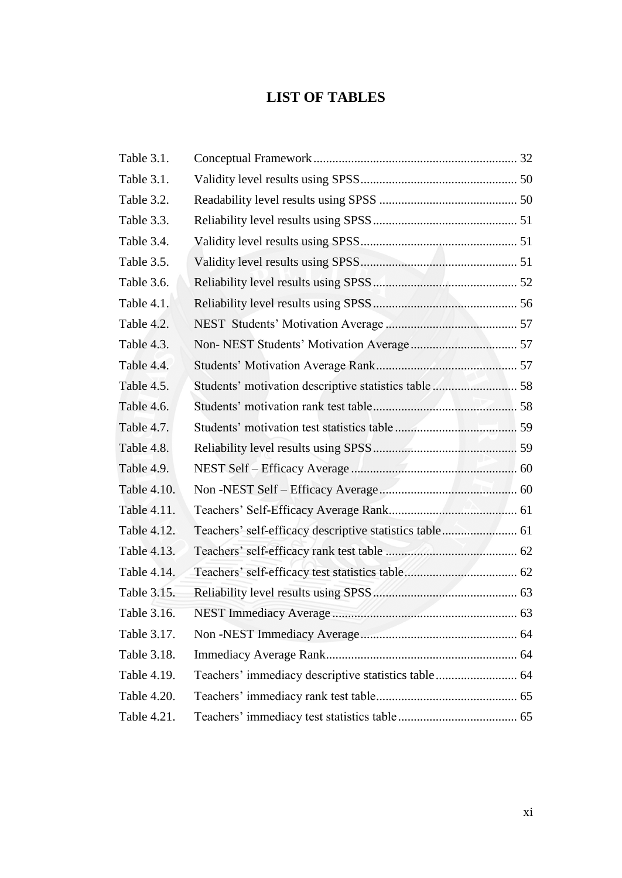# LIST OF TABLES

| | | |
|---|---|---|
| Table 3.1. | Conceptual Framework | 32 |
| Table 3.1. | Validity level results using SPSS | 50 |
| Table 3.2. | Readability level results using SPSS | 50 |
| Table 3.3. | Reliability level results using SPSS | 51 |
| Table 3.4. | Validity level results using SPSS | 51 |
| Table 3.5. | Validity level results using SPSS | 51 |
| Table 3.6. | Reliability level results using SPSS | 52 |
| Table 4.1. | Reliability level results using SPSS | 56 |
| Table 4.2. | NEST Students' Motivation Average | 57 |
| Table 4.3. | Non- NEST Students' Motivation Average | 57 |
| Table 4.4. | Students' Motivation Average Rank | 57 |
| Table 4.5. | Students' motivation descriptive statistics table | 58 |
| Table 4.6. | Students' motivation rank test table | 58 |
| Table 4.7. | Students' motivation test statistics table | 59 |
| Table 4.8. | Reliability level results using SPSS | 59 |
| Table 4.9. | NEST Self – Efficacy Average | 60 |
| Table 4.10. | Non -NEST Self – Efficacy Average | 60 |
| Table 4.11. | Teachers' Self-Efficacy Average Rank | 61 |
| Table 4.12. | Teachers' self-efficacy descriptive statistics table | 61 |
| Table 4.13. | Teachers' self-efficacy rank test table | 62 |
| Table 4.14. | Teachers' self-efficacy test statistics table | 62 |
| Table 3.15. | Reliability level results using SPSS | 63 |
| Table 3.16. | NEST Immediacy Average | 63 |
| Table 3.17. | Non -NEST Immediacy Average | 64 |
| Table 3.18. | Immediacy Average Rank | 64 |
| Table 4.19. | Teachers' immediacy descriptive statistics table | 64 |
| Table 4.20. | Teachers' immediacy rank test table | 65 |
| Table 4.21. | Teachers' immediacy test statistics table | 65 |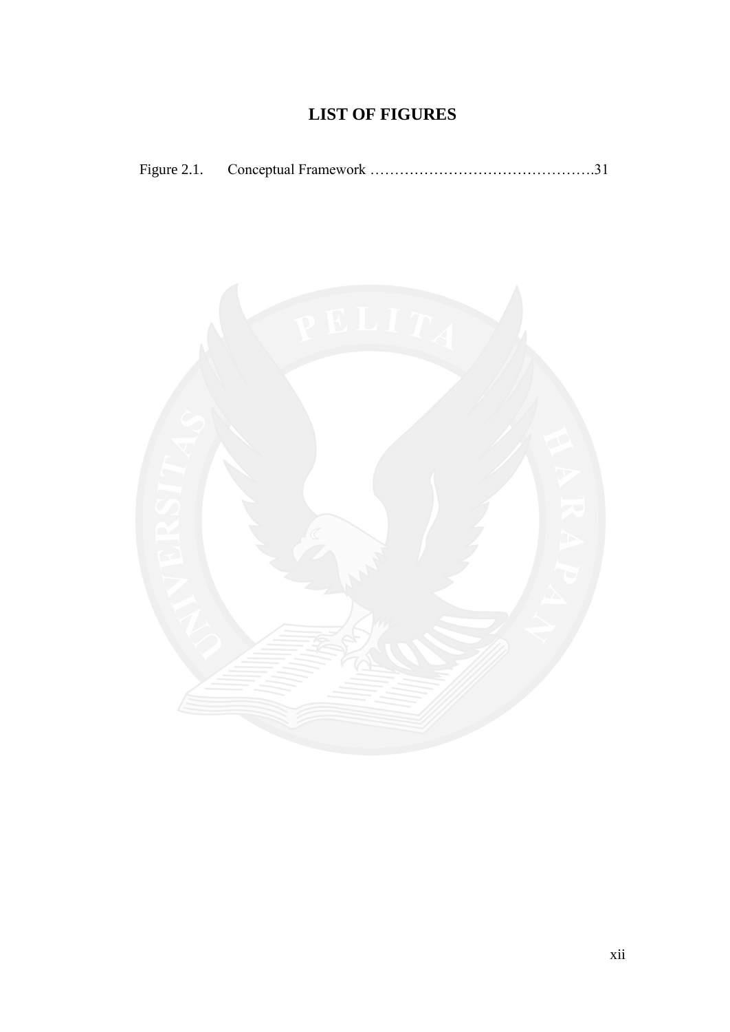# LIST OF FIGURES

Figure 2.1. Conceptual Framework ……………………………………….31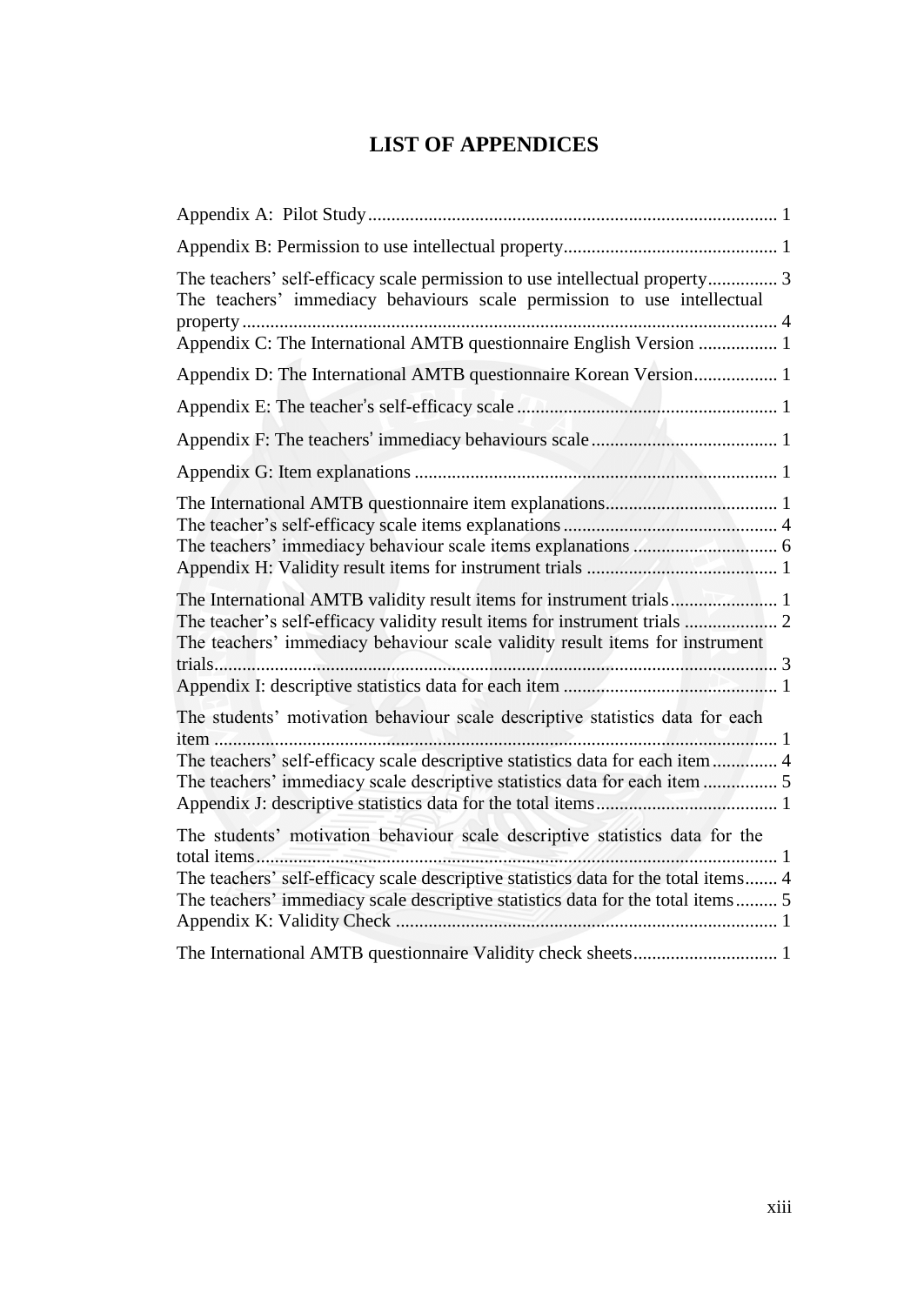# LIST OF APPENDICES

Appendix A: Pilot Study ........................................................................................ 1

Appendix B: Permission to use intellectual property.............................................. 1

The teachers' self-efficacy scale permission to use intellectual property............... 3
The teachers' immediacy behaviours scale permission to use intellectual property .................................................................................................................... 4
Appendix C: The International AMTB questionnaire English Version ................. 1

Appendix D: The International AMTB questionnaire Korean Version.................. 1

Appendix E: The teacher's self-efficacy scale ........................................................ 1

Appendix F: The teachers' immediacy behaviours scale ........................................ 1

Appendix G: Item explanations .............................................................................. 1

The International AMTB questionnaire item explanations..................................... 1
The teacher's self-efficacy scale items explanations .............................................. 4
The teachers' immediacy behaviour scale items explanations ............................... 6
Appendix H: Validity result items for instrument trials ......................................... 1

The International AMTB validity result items for instrument trials....................... 1
The teacher's self-efficacy validity result items for instrument trials .................... 2
The teachers' immediacy behaviour scale validity result items for instrument trials........................................................................................................................ 3
Appendix I: descriptive statistics data for each item .............................................. 1

The students' motivation behaviour scale descriptive statistics data for each item ........................................................................................................................ 1
The teachers' self-efficacy scale descriptive statistics data for each item .............. 4
The teachers' immediacy scale descriptive statistics data for each item ................ 5
Appendix J: descriptive statistics data for the total items....................................... 1

The students' motivation behaviour scale descriptive statistics data for the total items................................................................................................................ 1
The teachers' self-efficacy scale descriptive statistics data for the total items....... 4
The teachers' immediacy scale descriptive statistics data for the total items......... 5
Appendix K: Validity Check .................................................................................. 1

The International AMTB questionnaire Validity check sheets............................... 1